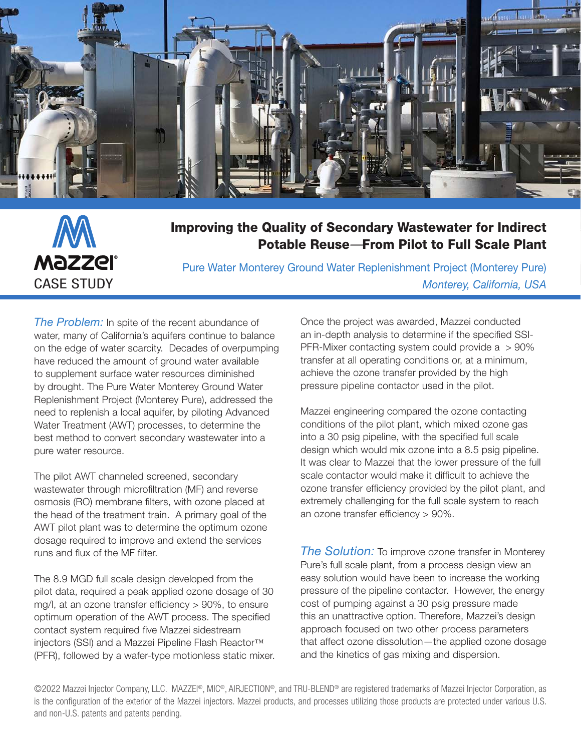Mazzei® CASE STUDY

# Improving the Quality of Secondary Wastewater for Indirect Potable Reuse—From Pilot to Full Scale Plant

Pure Water Monterey Ground Water Replenishment Project (Monterey Pure)

*Monterey, California, USA*

***The Problem:*** In spite of the recent abundance of water, many of California's aquifers continue to balance on the edge of water scarcity. Decades of overpumping have reduced the amount of ground water available to supplement surface water resources diminished by drought. The Pure Water Monterey Ground Water Replenishment Project (Monterey Pure), addressed the need to replenish a local aquifer, by piloting Advanced Water Treatment (AWT) processes, to determine the best method to convert secondary wastewater into a pure water resource.

The pilot AWT channeled screened, secondary wastewater through microfiltration (MF) and reverse osmosis (RO) membrane filters, with ozone placed at the head of the treatment train. A primary goal of the AWT pilot plant was to determine the optimum ozone dosage required to improve and extend the services runs and flux of the MF filter.

The 8.9 MGD full scale design developed from the pilot data, required a peak applied ozone dosage of 30 mg/l, at an ozone transfer efficiency > 90%, to ensure optimum operation of the AWT process. The specified contact system required five Mazzei sidestream injectors (SSI) and a Mazzei Pipeline Flash Reactor™ (PFR), followed by a wafer-type motionless static mixer.

Once the project was awarded, Mazzei conducted an in-depth analysis to determine if the specified SSI-PFR-Mixer contacting system could provide a > 90% transfer at all operating conditions or, at a minimum, achieve the ozone transfer provided by the high pressure pipeline contactor used in the pilot.

Mazzei engineering compared the ozone contacting conditions of the pilot plant, which mixed ozone gas into a 30 psig pipeline, with the specified full scale design which would mix ozone into a 8.5 psig pipeline. It was clear to Mazzei that the lower pressure of the full scale contactor would make it difficult to achieve the ozone transfer efficiency provided by the pilot plant, and extremely challenging for the full scale system to reach an ozone transfer efficiency > 90%.

***The Solution:*** To improve ozone transfer in Monterey Pure's full scale plant, from a process design view an easy solution would have been to increase the working pressure of the pipeline contactor. However, the energy cost of pumping against a 30 psig pressure made this an unattractive option. Therefore, Mazzei's design approach focused on two other process parameters that affect ozone dissolution—the applied ozone dosage and the kinetics of gas mixing and dispersion.

©2022 Mazzei Injector Company, LLC. MAZZEI®, MIC®, AIRJECTION®, and TRU-BLEND® are registered trademarks of Mazzei Injector Corporation, as is the configuration of the exterior of the Mazzei injectors. Mazzei products, and processes utilizing those products are protected under various U.S. and non-U.S. patents and patents pending.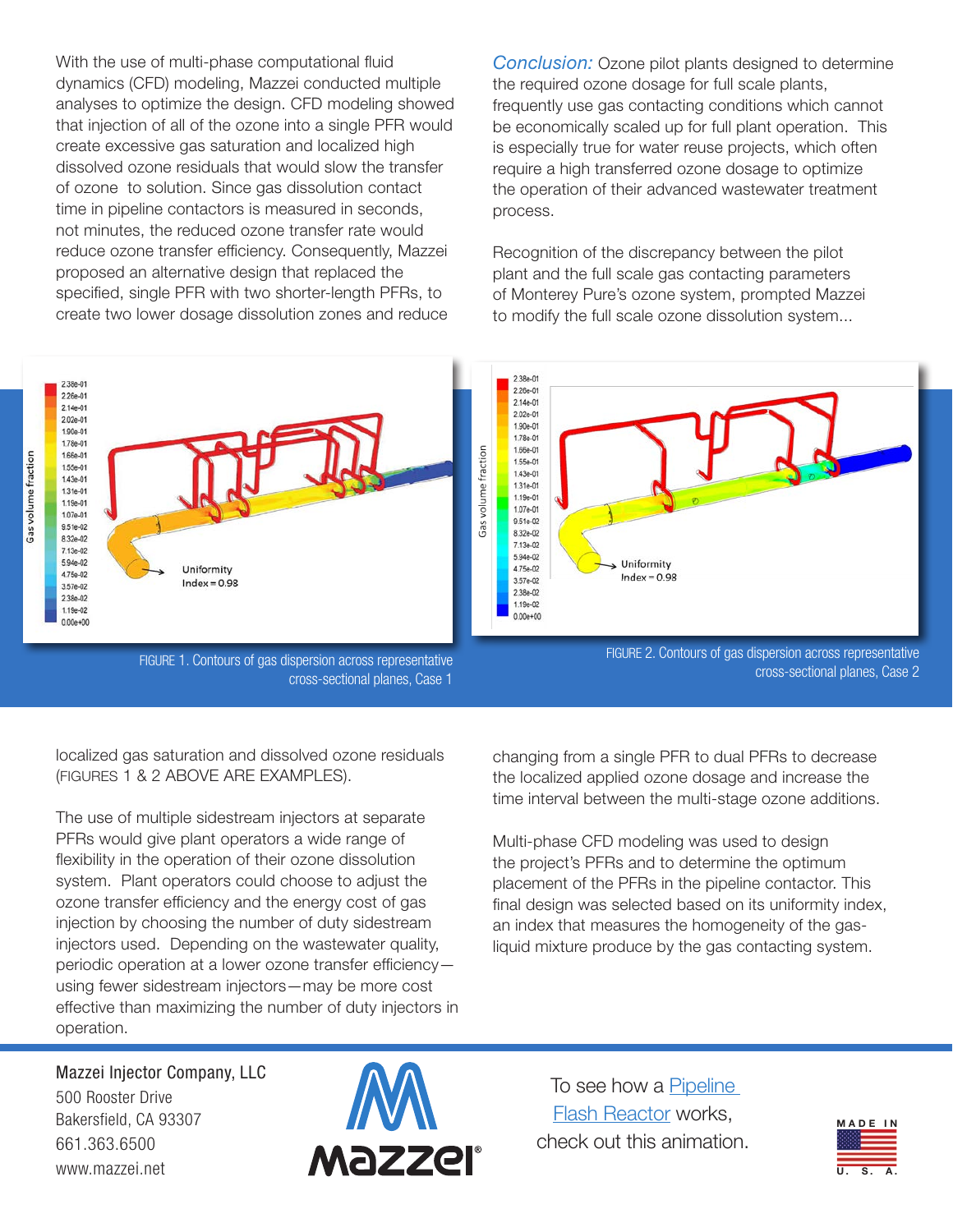With the use of multi-phase computational fluid dynamics (CFD) modeling, Mazzei conducted multiple analyses to optimize the design. CFD modeling showed that injection of all of the ozone into a single PFR would create excessive gas saturation and localized high dissolved ozone residuals that would slow the transfer of ozone to solution. Since gas dissolution contact time in pipeline contactors is measured in seconds, not minutes, the reduced ozone transfer rate would reduce ozone transfer efficiency. Consequently, Mazzei proposed an alternative design that replaced the specified, single PFR with two shorter-length PFRs, to create two lower dosage dissolution zones and reduce localized gas saturation and dissolved ozone residuals (FIGURES 1 & 2 ABOVE ARE EXAMPLES).

Gas volume fraction

2.38e-01
2.26e-01
2.14e-01
2.02e-01
1.90e-01
1.78e-01
1.66e-01
1.55e-01
1.43e-01
1.31e-01
1.19e-01
1.07e-01
9.51e-02
8.32e-02
7.13e-02
5.94e-02
4.75e-02
3.57e-02
2.38e-02
1.19e-02
0.00e+00

Uniformity Index = 0.98

FIGURE 1. Contours of gas dispersion across representative cross-sectional planes, Case 1

Gas volume fraction

2.38e-01
2.26e-01
2.14e-01
2.02e-01
1.90e-01
1.78e-01
1.66e-01
1.55e-01
1.43e-01
1.31e-01
1.19e-01
1.07e-01
9.51e-02
8.32e-02
7.13e-02
5.94e-02
4.75e-02
3.57e-02
2.38e-02
1.19e-02
0.00e+00

Uniformity Index = 0.98

FIGURE 2. Contours of gas dispersion across representative cross-sectional planes, Case 2

The use of multiple sidestream injectors at separate PFRs would give plant operators a wide range of flexibility in the operation of their ozone dissolution system. Plant operators could choose to adjust the ozone transfer efficiency and the energy cost of gas injection by choosing the number of duty sidestream injectors used. Depending on the wastewater quality, periodic operation at a lower ozone transfer efficiency—using fewer sidestream injectors—may be more cost effective than maximizing the number of duty injectors in operation.

*Conclusion:* Ozone pilot plants designed to determine the required ozone dosage for full scale plants, frequently use gas contacting conditions which cannot be economically scaled up for full plant operation. This is especially true for water reuse projects, which often require a high transferred ozone dosage to optimize the operation of their advanced wastewater treatment process.

Recognition of the discrepancy between the pilot plant and the full scale gas contacting parameters of Monterey Pure's ozone system, prompted Mazzei to modify the full scale ozone dissolution system... changing from a single PFR to dual PFRs to decrease the localized applied ozone dosage and increase the time interval between the multi-stage ozone additions.

Multi-phase CFD modeling was used to design the project's PFRs and to determine the optimum placement of the PFRs in the pipeline contactor. This final design was selected based on its uniformity index, an index that measures the homogeneity of the gas-liquid mixture produce by the gas contacting system.

Mazzei Injector Company, LLC
500 Rooster Drive
Bakersfield, CA 93307
661.363.6500
www.mazzei.net

mazzei®

To see how a [Pipeline Flash Reactor](#) works, check out this animation.

MADE IN U. S. A.